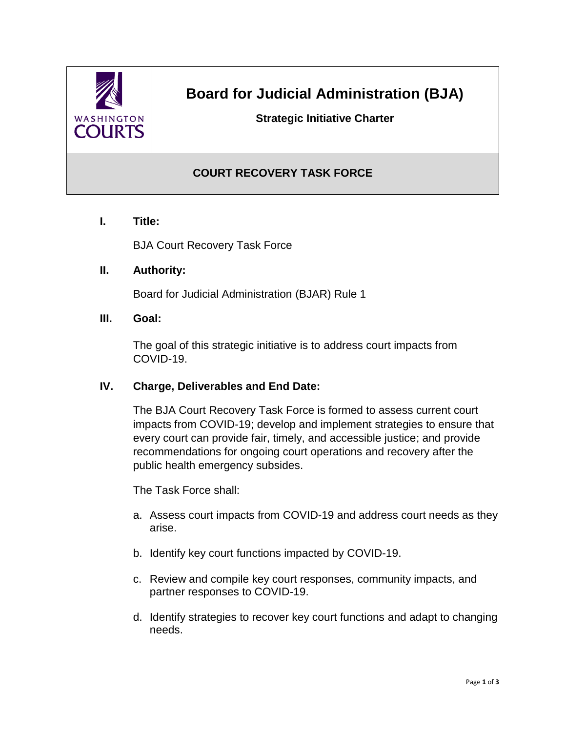# Board for Judicial Administration (BJA)

**Strategic Initiative Charter**

## COURT RECOVERY TASK FORCE

**I. Title:**

BJA Court Recovery Task Force

**II. Authority:**

Board for Judicial Administration (BJAR) Rule 1

**III. Goal:**

The goal of this strategic initiative is to address court impacts from COVID-19.

**IV. Charge, Deliverables and End Date:**

The BJA Court Recovery Task Force is formed to assess current court impacts from COVID-19; develop and implement strategies to ensure that every court can provide fair, timely, and accessible justice; and provide recommendations for ongoing court operations and recovery after the public health emergency subsides.

The Task Force shall:

a. Assess court impacts from COVID-19 and address court needs as they arise.

b. Identify key court functions impacted by COVID-19.

c. Review and compile key court responses, community impacts, and partner responses to COVID-19.

d. Identify strategies to recover key court functions and adapt to changing needs.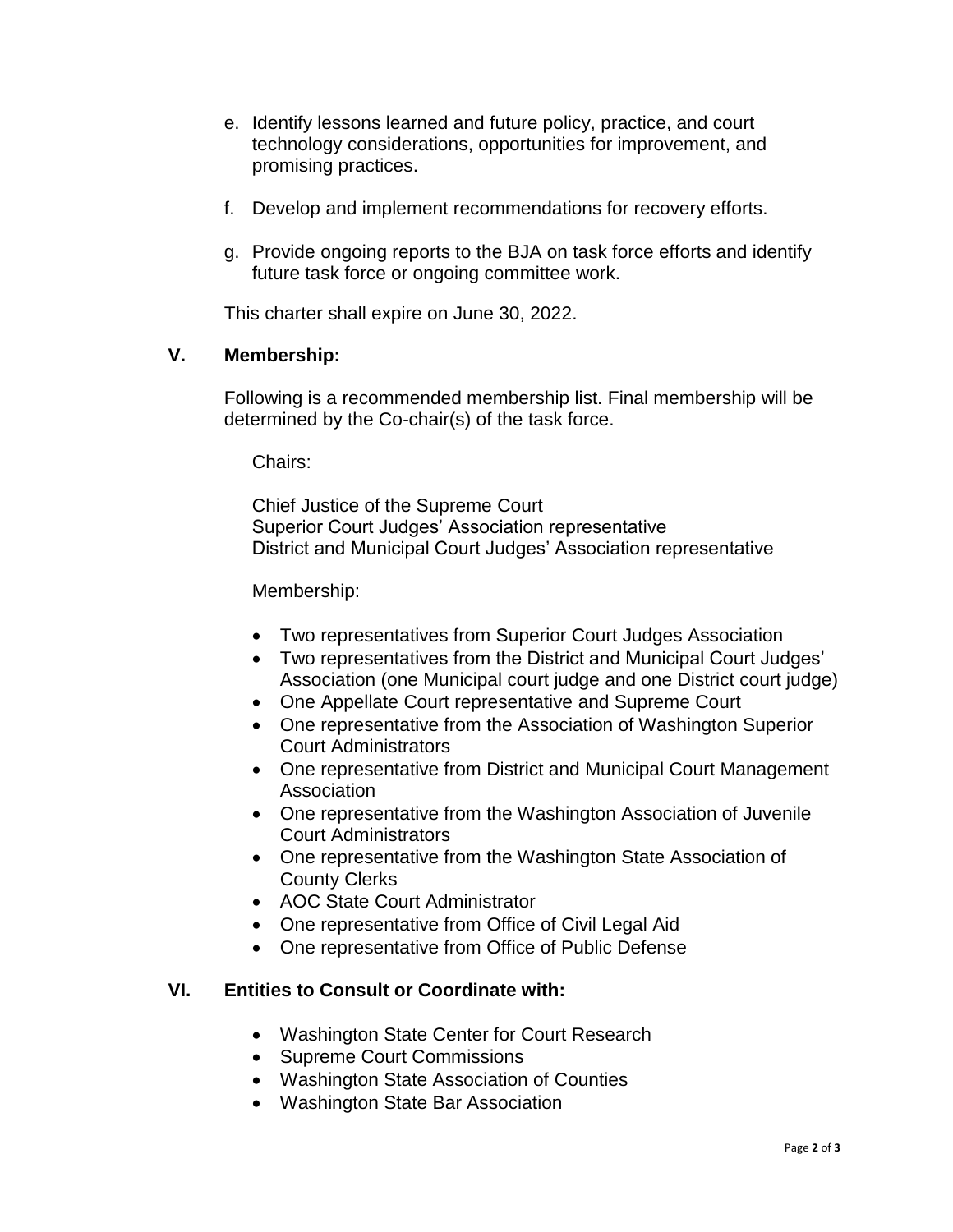e. Identify lessons learned and future policy, practice, and court technology considerations, opportunities for improvement, and promising practices.

f. Develop and implement recommendations for recovery efforts.

g. Provide ongoing reports to the BJA on task force efforts and identify future task force or ongoing committee work.

This charter shall expire on June 30, 2022.

## V. Membership:

Following is a recommended membership list. Final membership will be determined by the Co-chair(s) of the task force.

Chairs:

Chief Justice of the Supreme Court
Superior Court Judges' Association representative
District and Municipal Court Judges' Association representative

Membership:

- Two representatives from Superior Court Judges Association
- Two representatives from the District and Municipal Court Judges' Association (one Municipal court judge and one District court judge)
- One Appellate Court representative and Supreme Court
- One representative from the Association of Washington Superior Court Administrators
- One representative from District and Municipal Court Management Association
- One representative from the Washington Association of Juvenile Court Administrators
- One representative from the Washington State Association of County Clerks
- AOC State Court Administrator
- One representative from Office of Civil Legal Aid
- One representative from Office of Public Defense

## VI. Entities to Consult or Coordinate with:

- Washington State Center for Court Research
- Supreme Court Commissions
- Washington State Association of Counties
- Washington State Bar Association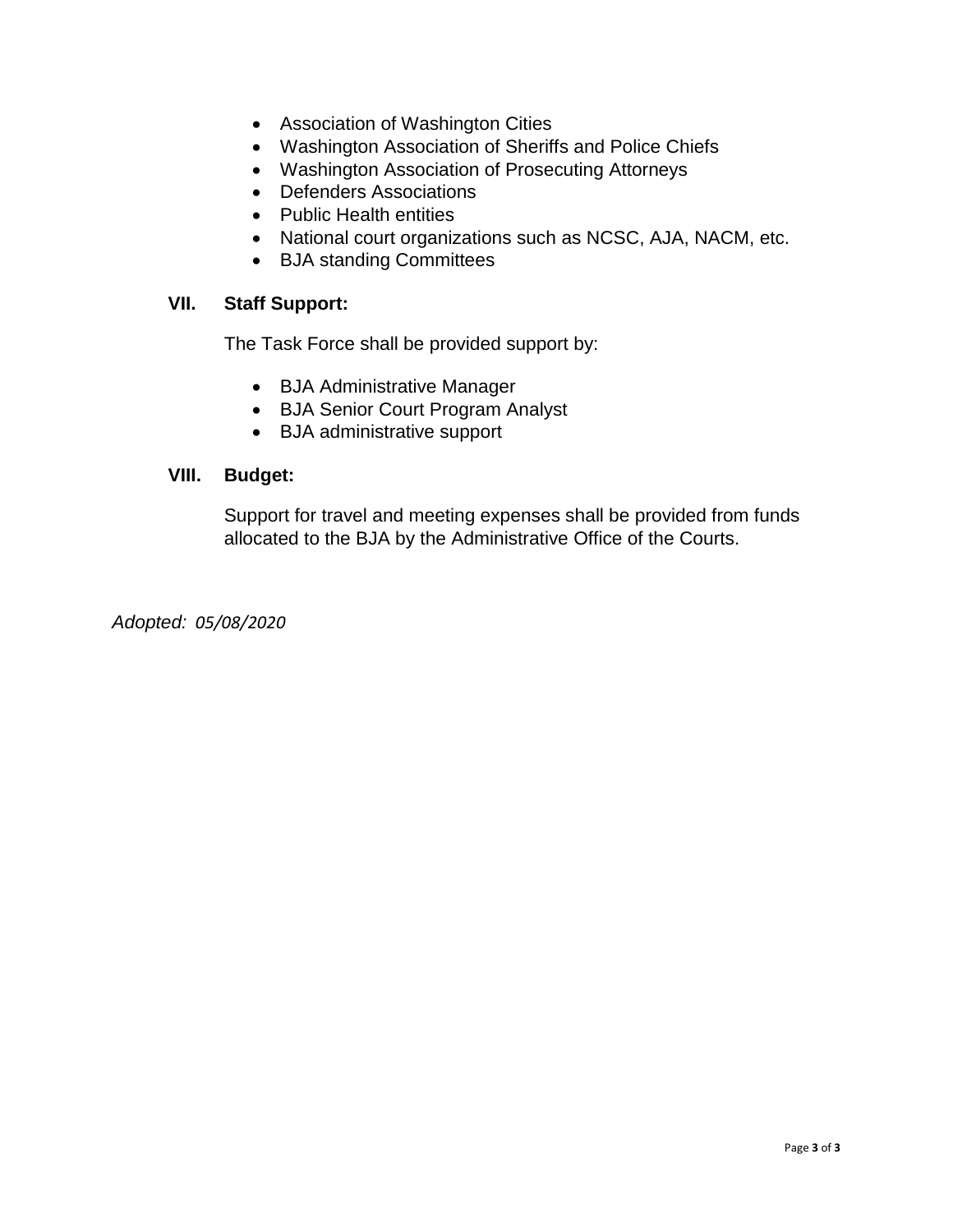- Association of Washington Cities
- Washington Association of Sheriffs and Police Chiefs
- Washington Association of Prosecuting Attorneys
- Defenders Associations
- Public Health entities
- National court organizations such as NCSC, AJA, NACM, etc.
- BJA standing Committees

## VII. Staff Support:

The Task Force shall be provided support by:

- BJA Administrative Manager
- BJA Senior Court Program Analyst
- BJA administrative support

## VIII. Budget:

Support for travel and meeting expenses shall be provided from funds allocated to the BJA by the Administrative Office of the Courts.

*Adopted: 05/08/2020*